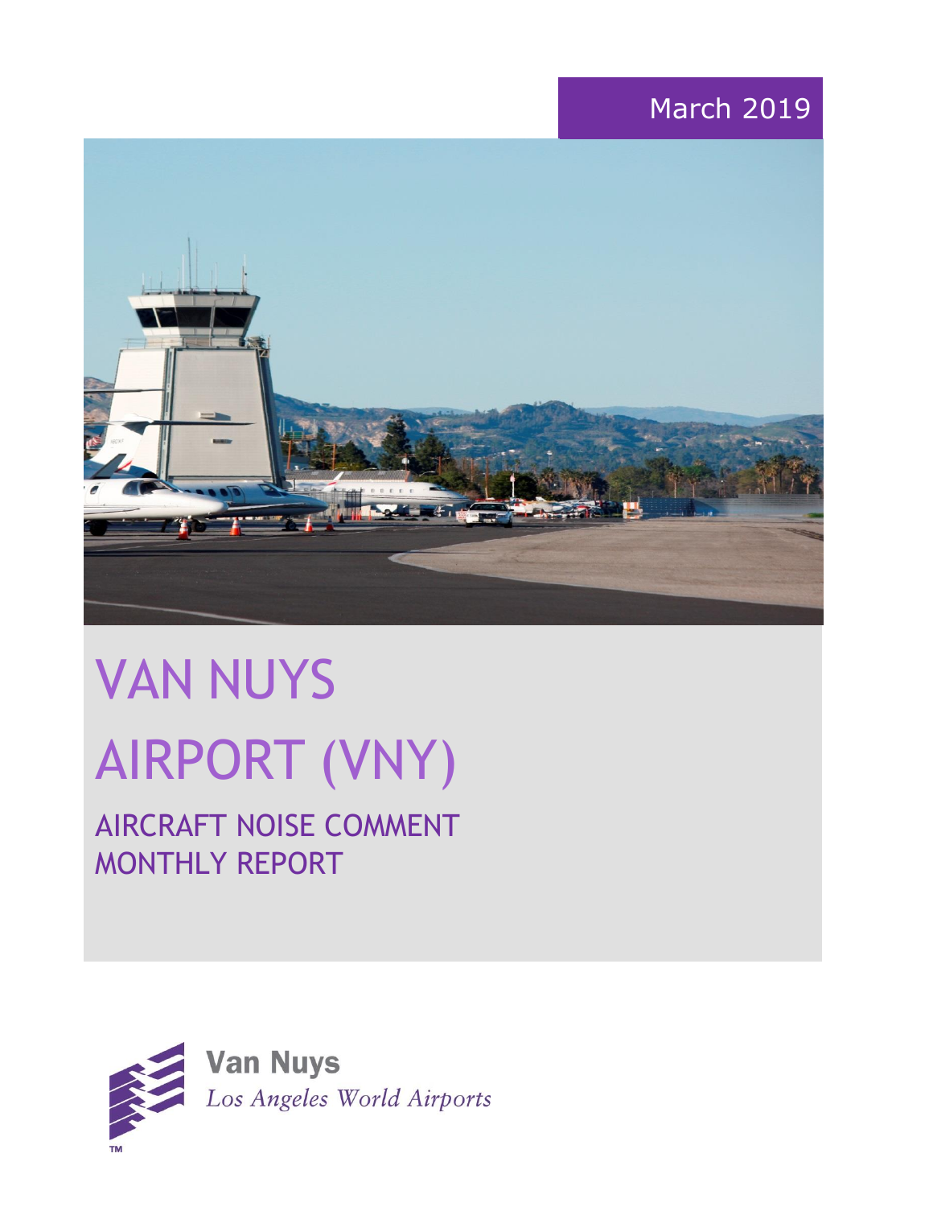March 2019

# VAN NUYS AIRPORT (VNY)

## AIRCRAFT NOISE COMMENT MONTHLY REPORT

**Van Nuys**
*Los Angeles World Airports*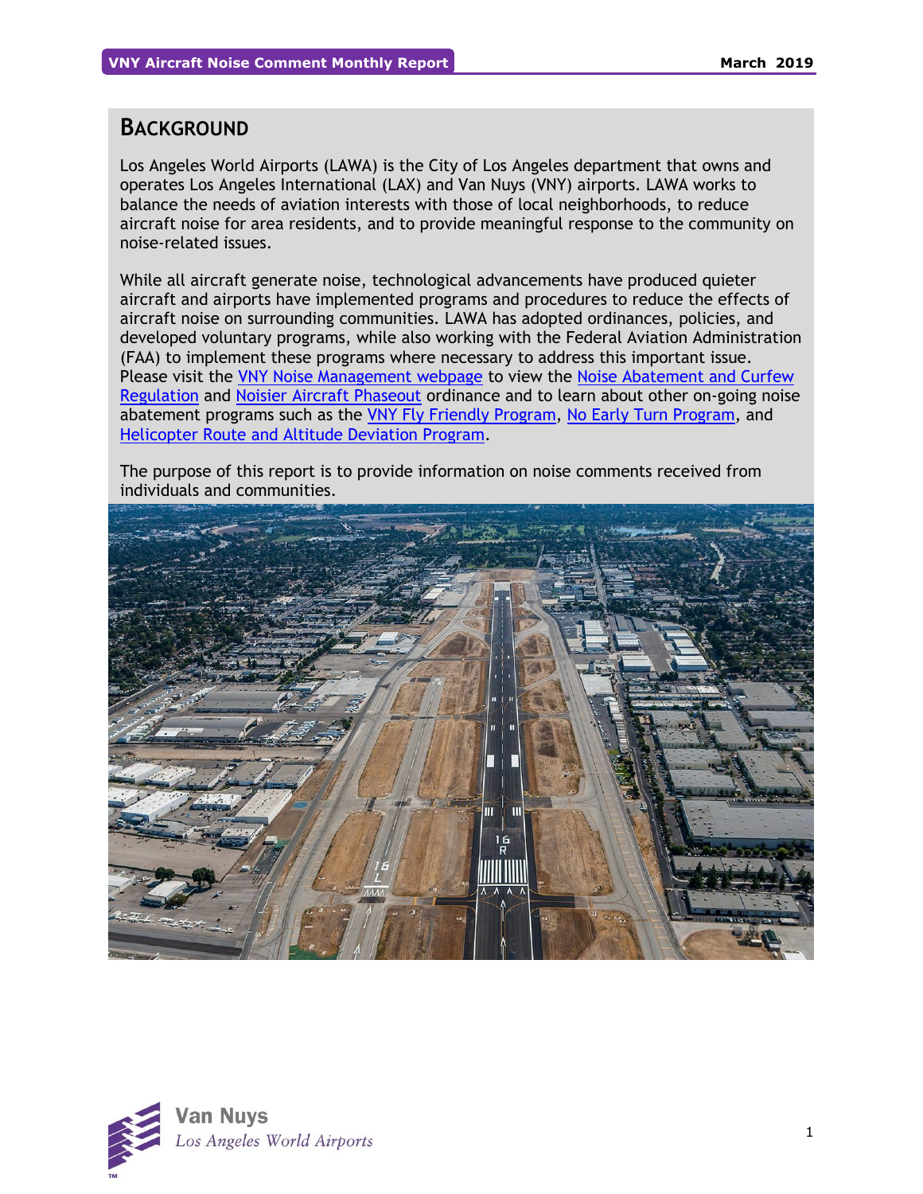# BACKGROUND

Los Angeles World Airports (LAWA) is the City of Los Angeles department that owns and operates Los Angeles International (LAX) and Van Nuys (VNY) airports. LAWA works to balance the needs of aviation interests with those of local neighborhoods, to reduce aircraft noise for area residents, and to provide meaningful response to the community on noise-related issues.

While all aircraft generate noise, technological advancements have produced quieter aircraft and airports have implemented programs and procedures to reduce the effects of aircraft noise on surrounding communities. LAWA has adopted ordinances, policies, and developed voluntary programs, while also working with the Federal Aviation Administration (FAA) to implement these programs where necessary to address this important issue. Please visit the VNY Noise Management webpage to view the Noise Abatement and Curfew Regulation and Noisier Aircraft Phaseout ordinance and to learn about other on-going noise abatement programs such as the VNY Fly Friendly Program, No Early Turn Program, and Helicopter Route and Altitude Deviation Program.

The purpose of this report is to provide information on noise comments received from individuals and communities.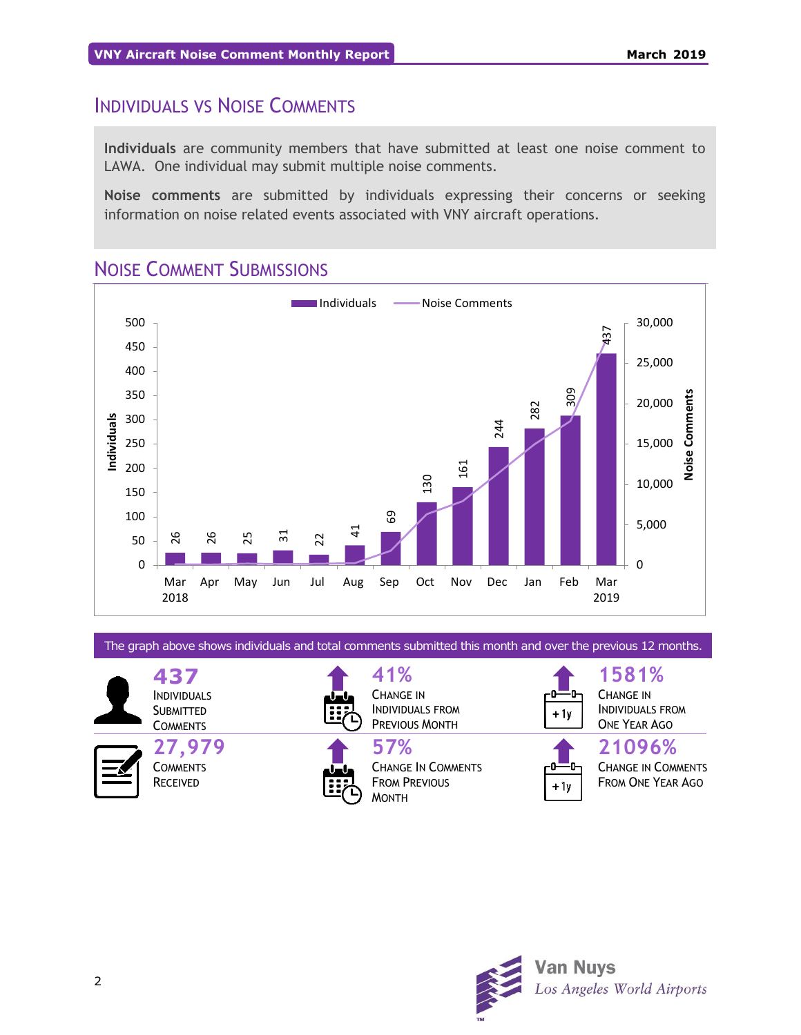## Individuals vs Noise Comments

**Individuals** are community members that have submitted at least one noise comment to LAWA. One individual may submit multiple noise comments.

**Noise comments** are submitted by individuals expressing their concerns or seeking information on noise related events associated with VNY aircraft operations.

## Noise Comment Submissions

| Month | Individuals |
|---|---|
| Mar 2018 | 26 |
| Apr | 26 |
| May | 25 |
| Jun | 31 |
| Jul | 22 |
| Aug | 41 |
| Sep | 69 |
| Oct | 130 |
| Nov | 161 |
| Dec | 244 |
| Jan | 282 |
| Feb | 309 |
| Mar 2019 | 437 |

The graph above shows individuals and total comments submitted this month and over the previous 12 months.

**437** Individuals Submitted Comments

**41%** Change in Individuals from Previous Month

**1581%** Change in Individuals from One Year Ago

**27,979** Comments Received

**57%** Change in Comments from Previous Month

**21096%** Change in Comments from One Year Ago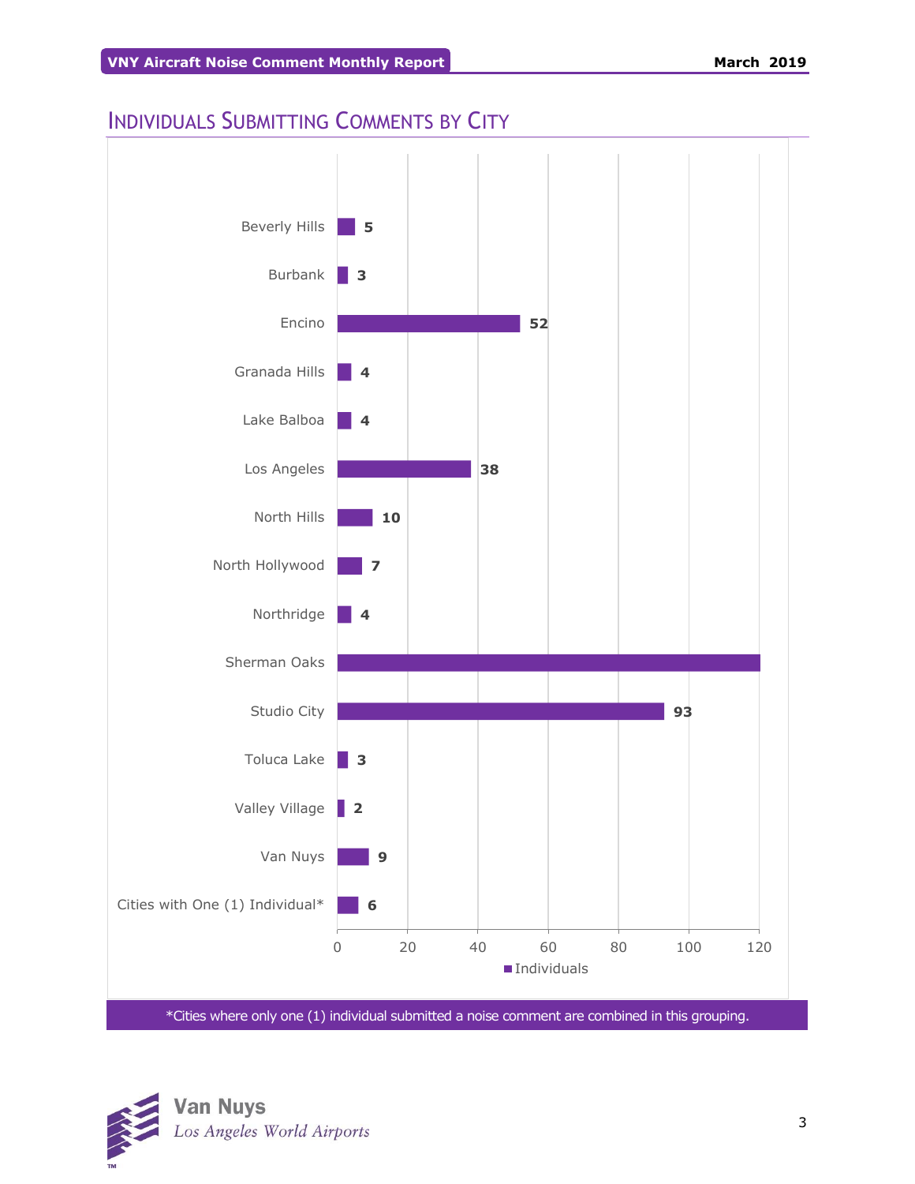## Individuals Submitting Comments by City

| City | Individuals |
|---|---|
| Beverly Hills | 5 |
| Burbank | 3 |
| Encino | 52 |
| Granada Hills | 4 |
| Lake Balboa | 4 |
| Los Angeles | 38 |
| North Hills | 10 |
| North Hollywood | 7 |
| Northridge | 4 |
| Sherman Oaks | |
| Studio City | 93 |
| Toluca Lake | 3 |
| Valley Village | 2 |
| Van Nuys | 9 |
| Cities with One (1) Individual* | 6 |

*Cities where only one (1) individual submitted a noise comment are combined in this grouping.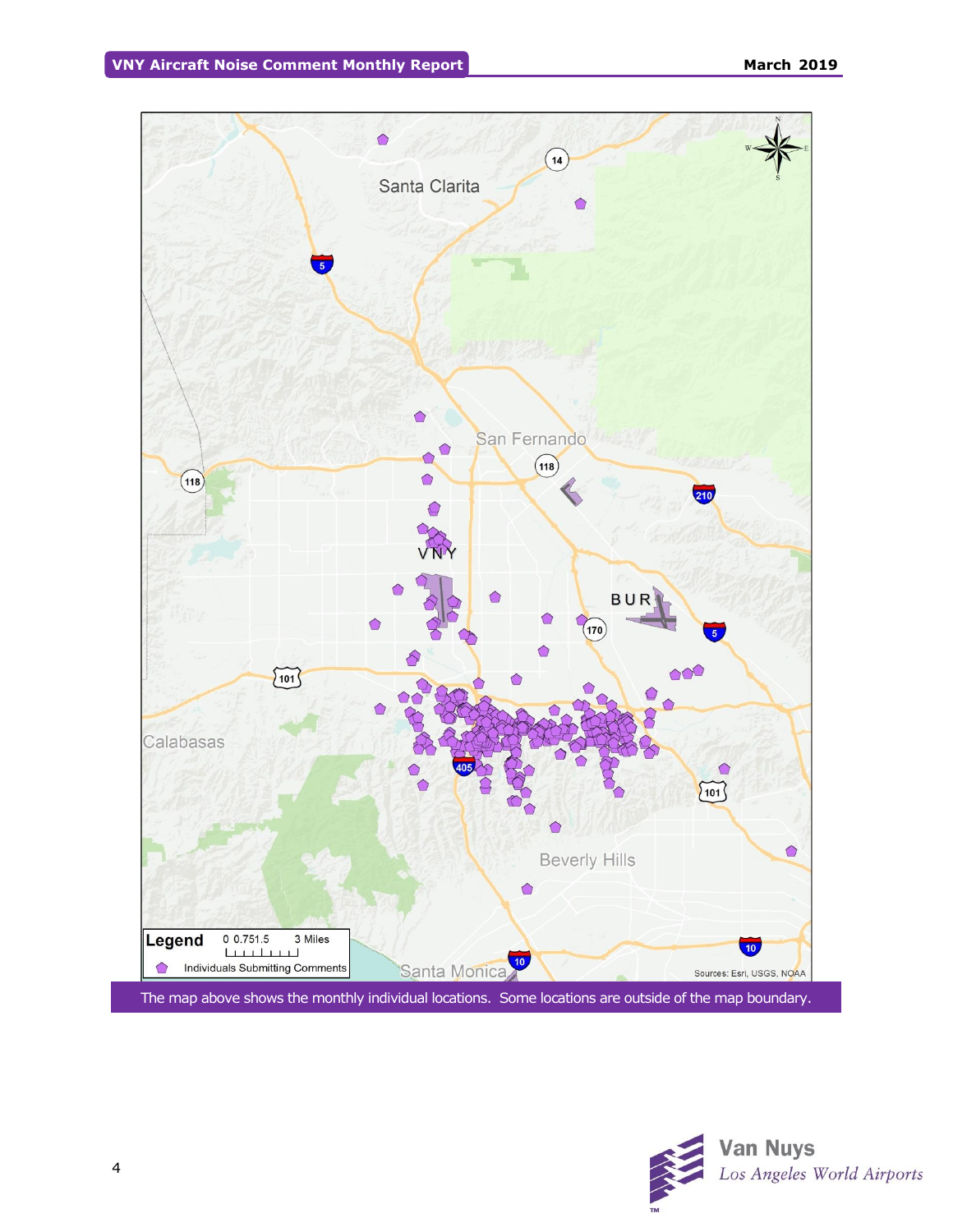The map above shows the monthly individual locations. Some locations are outside of the map boundary.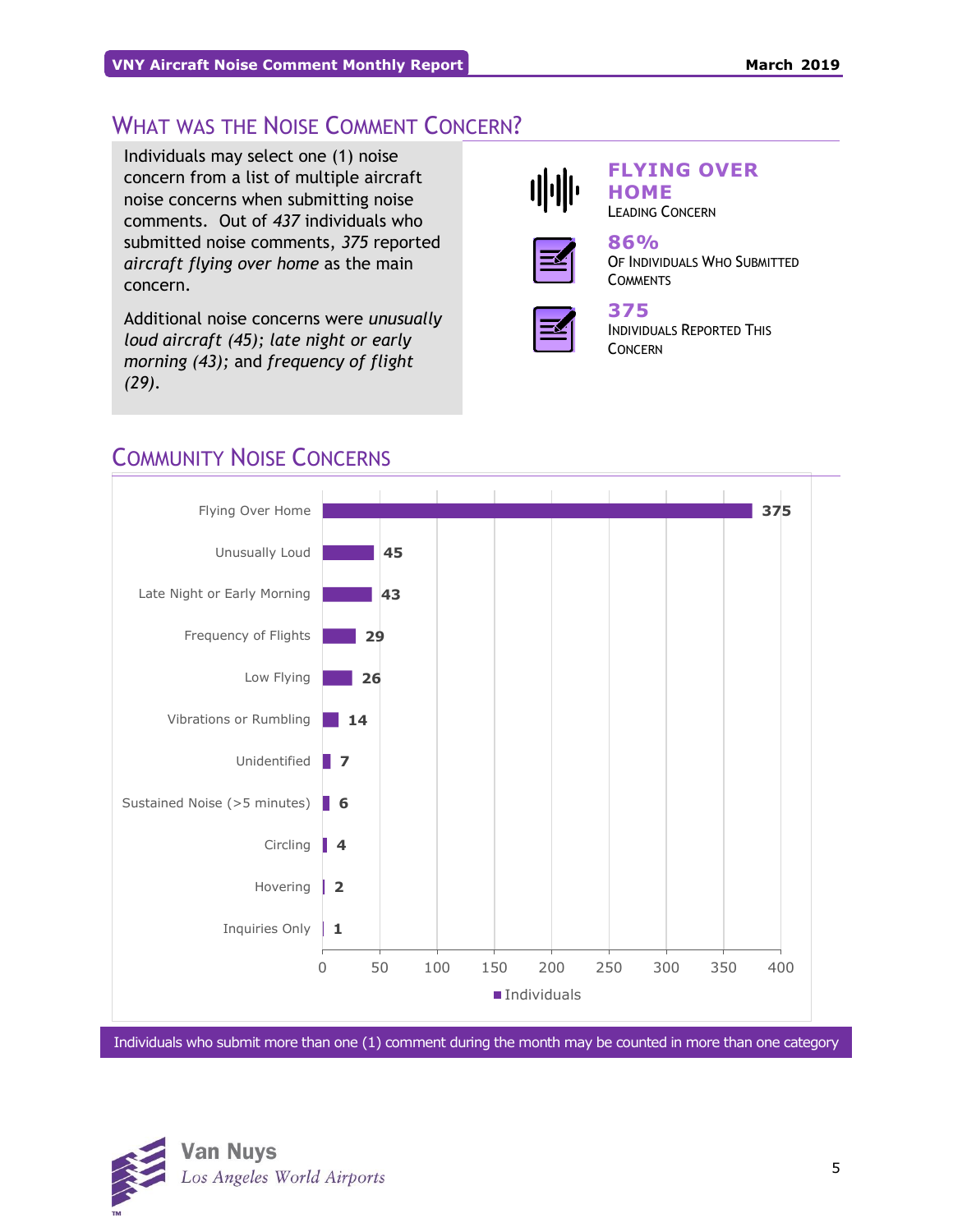## What was the Noise Comment Concern?

Individuals may select one (1) noise concern from a list of multiple aircraft noise concerns when submitting noise comments. Out of *437* individuals who submitted noise comments, *375* reported *aircraft flying over home* as the main concern.

Additional noise concerns were *unusually loud aircraft (45); late night or early morning (43);* and *frequency of flight (29).*

**FLYING OVER HOME**
Leading Concern

**86%**
Of Individuals Who Submitted Comments

**375**
Individuals Reported This Concern

## Community Noise Concerns

| Concern | Individuals |
|---|---|
| Flying Over Home | 375 |
| Unusually Loud | 45 |
| Late Night or Early Morning | 43 |
| Frequency of Flights | 29 |
| Low Flying | 26 |
| Vibrations or Rumbling | 14 |
| Unidentified | 7 |
| Sustained Noise (>5 minutes) | 6 |
| Circling | 4 |
| Hovering | 2 |
| Inquiries Only | 1 |

Individuals who submit more than one (1) comment during the month may be counted in more than one category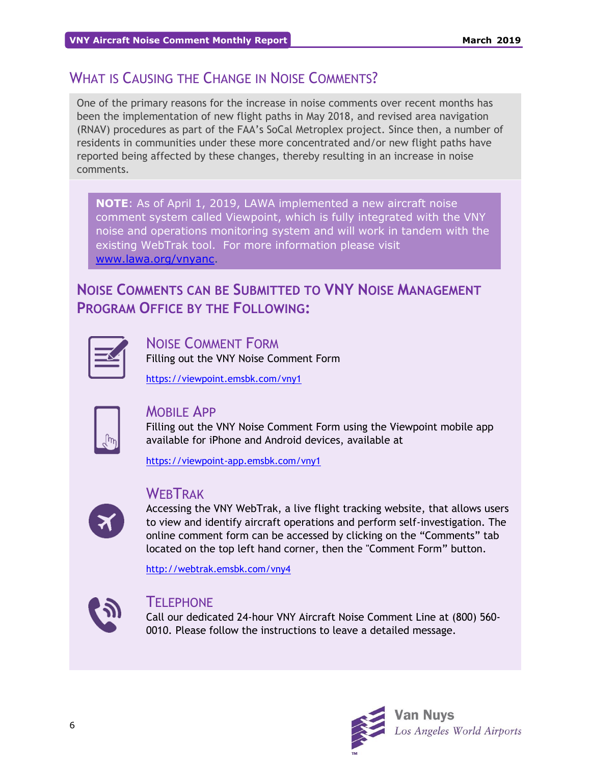## What is Causing the Change in Noise Comments?

One of the primary reasons for the increase in noise comments over recent months has been the implementation of new flight paths in May 2018, and revised area navigation (RNAV) procedures as part of the FAA's SoCal Metroplex project. Since then, a number of residents in communities under these more concentrated and/or new flight paths have reported being affected by these changes, thereby resulting in an increase in noise comments.

**NOTE**: As of April 1, 2019, LAWA implemented a new aircraft noise comment system called Viewpoint, which is fully integrated with the VNY noise and operations monitoring system and will work in tandem with the existing WebTrak tool. For more information please visit www.lawa.org/vnyanc.

## Noise Comments can be Submitted to VNY Noise Management Program Office by the Following:

### Noise Comment Form

Filling out the VNY Noise Comment Form

https://viewpoint.emsbk.com/vny1

### Mobile App

Filling out the VNY Noise Comment Form using the Viewpoint mobile app available for iPhone and Android devices, available at

https://viewpoint-app.emsbk.com/vny1

### WebTrak

Accessing the VNY WebTrak, a live flight tracking website, that allows users to view and identify aircraft operations and perform self-investigation. The online comment form can be accessed by clicking on the "Comments" tab located on the top left hand corner, then the "Comment Form" button.

http://webtrak.emsbk.com/vny4

### Telephone

Call our dedicated 24-hour VNY Aircraft Noise Comment Line at (800) 560-0010. Please follow the instructions to leave a detailed message.

Van Nuys
*Los Angeles World Airports*